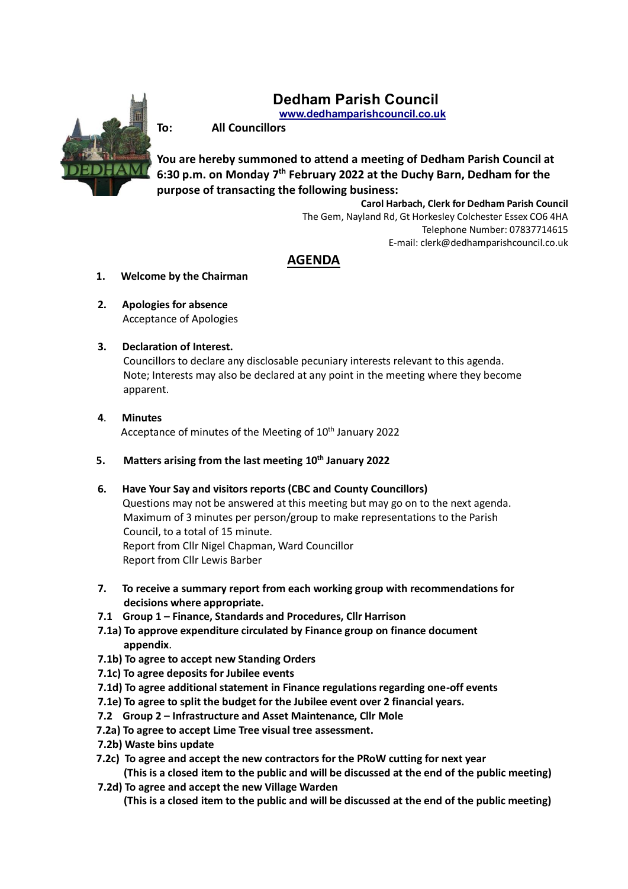# Dedham Parish Council

www.dedhamparishcouncil.co.uk

**To: All Councillors**

**You are hereby summoned to attend a meeting of Dedham Parish Council at 6:30 p.m. on Monday 7th February 2022 at the Duchy Barn, Dedham for the purpose of transacting the following business:**

**Carol Harbach, Clerk for Dedham Parish Council**
The Gem, Nayland Rd, Gt Horkesley Colchester Essex CO6 4HA
Telephone Number: 07837714615
E-mail: clerk@dedhamparishcouncil.co.uk

## AGENDA

1. **Welcome by the Chairman**

2. **Apologies for absence**
   Acceptance of Apologies

3. **Declaration of Interest.**
   Councillors to declare any disclosable pecuniary interests relevant to this agenda.
   Note; Interests may also be declared at any point in the meeting where they become apparent.

4. **Minutes**
   Acceptance of minutes of the Meeting of 10th January 2022

5. **Matters arising from the last meeting 10th January 2022**

6. **Have Your Say and visitors reports (CBC and County Councillors)**
   Questions may not be answered at this meeting but may go on to the next agenda.
   Maximum of 3 minutes per person/group to make representations to the Parish Council, to a total of 15 minute.
   Report from Cllr Nigel Chapman, Ward Councillor
   Report from Cllr Lewis Barber

7. **To receive a summary report from each working group with recommendations for decisions where appropriate.**

**7.1 Group 1 – Finance, Standards and Procedures, Cllr Harrison**

**7.1a) To approve expenditure circulated by Finance group on finance document appendix**.

**7.1b) To agree to accept new Standing Orders**

**7.1c) To agree deposits for Jubilee events**

**7.1d) To agree additional statement in Finance regulations regarding one-off events**

**7.1e) To agree to split the budget for the Jubilee event over 2 financial years.**

**7.2 Group 2 – Infrastructure and Asset Maintenance, Cllr Mole**

**7.2a) To agree to accept Lime Tree visual tree assessment.**

**7.2b) Waste bins update**

**7.2c) To agree and accept the new contractors for the PRoW cutting for next year**
**(This is a closed item to the public and will be discussed at the end of the public meeting)**

**7.2d) To agree and accept the new Village Warden**
**(This is a closed item to the public and will be discussed at the end of the public meeting)**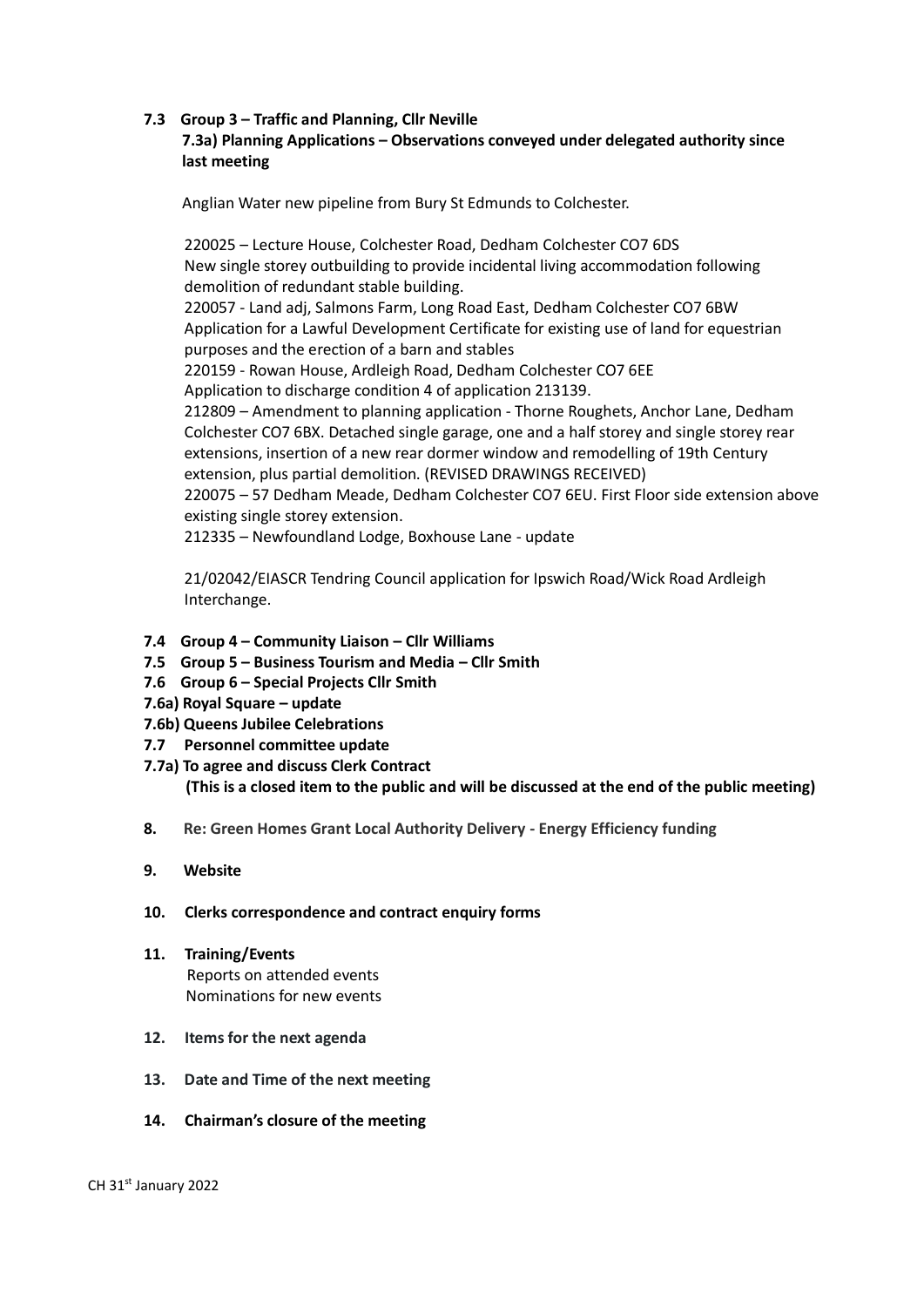**7.3 Group 3 – Traffic and Planning, Cllr Neville**

**7.3a) Planning Applications – Observations conveyed under delegated authority since last meeting**

Anglian Water new pipeline from Bury St Edmunds to Colchester.

220025 – Lecture House, Colchester Road, Dedham Colchester CO7 6DS
New single storey outbuilding to provide incidental living accommodation following demolition of redundant stable building.
220057 - Land adj, Salmons Farm, Long Road East, Dedham Colchester CO7 6BW
Application for a Lawful Development Certificate for existing use of land for equestrian purposes and the erection of a barn and stables
220159 - Rowan House, Ardleigh Road, Dedham Colchester CO7 6EE
Application to discharge condition 4 of application 213139.
212809 – Amendment to planning application - Thorne Roughets, Anchor Lane, Dedham Colchester CO7 6BX. Detached single garage, one and a half storey and single storey rear extensions, insertion of a new rear dormer window and remodelling of 19th Century extension, plus partial demolition. (REVISED DRAWINGS RECEIVED)
220075 – 57 Dedham Meade, Dedham Colchester CO7 6EU. First Floor side extension above existing single storey extension.
212335 – Newfoundland Lodge, Boxhouse Lane - update

21/02042/EIASCR Tendring Council application for Ipswich Road/Wick Road Ardleigh Interchange.

**7.4 Group 4 – Community Liaison – Cllr Williams**

**7.5 Group 5 – Business Tourism and Media – Cllr Smith**

**7.6 Group 6 – Special Projects Cllr Smith**

**7.6a) Royal Square – update**

**7.6b) Queens Jubilee Celebrations**

**7.7 Personnel committee update**

**7.7a) To agree and discuss Clerk Contract**
**(This is a closed item to the public and will be discussed at the end of the public meeting)**

**8. Re: Green Homes Grant Local Authority Delivery - Energy Efficiency funding**

**9. Website**

**10. Clerks correspondence and contract enquiry forms**

**11. Training/Events**
Reports on attended events
Nominations for new events

**12. Items for the next agenda**

**13. Date and Time of the next meeting**

**14. Chairman's closure of the meeting**

CH 31st January 2022